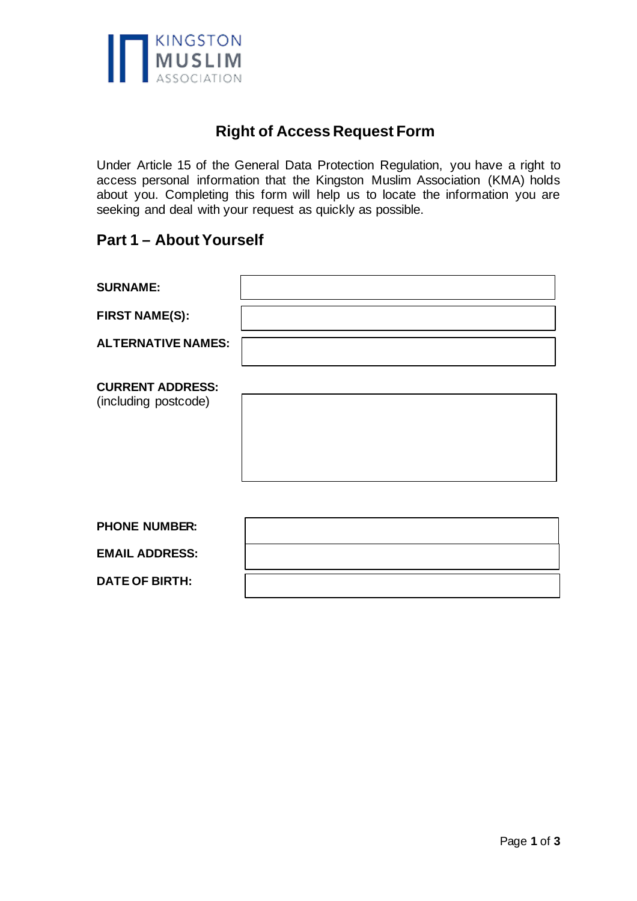KINGSTON
MUSLIM
ASSOCIATION

# Right of Access Request Form

Under Article 15 of the General Data Protection Regulation, you have a right to access personal information that the Kingston Muslim Association (KMA) holds about you. Completing this form will help us to locate the information you are seeking and deal with your request as quickly as possible.

## Part 1 – About Yourself

| | |
|---|---|
| **SURNAME:** | |
| **FIRST NAME(S):** | |
| **ALTERNATIVE NAMES:** | |
| **CURRENT ADDRESS:** (including postcode) | |
| **PHONE NUMBER:** | |
| **EMAIL ADDRESS:** | |
| **DATE OF BIRTH:** | |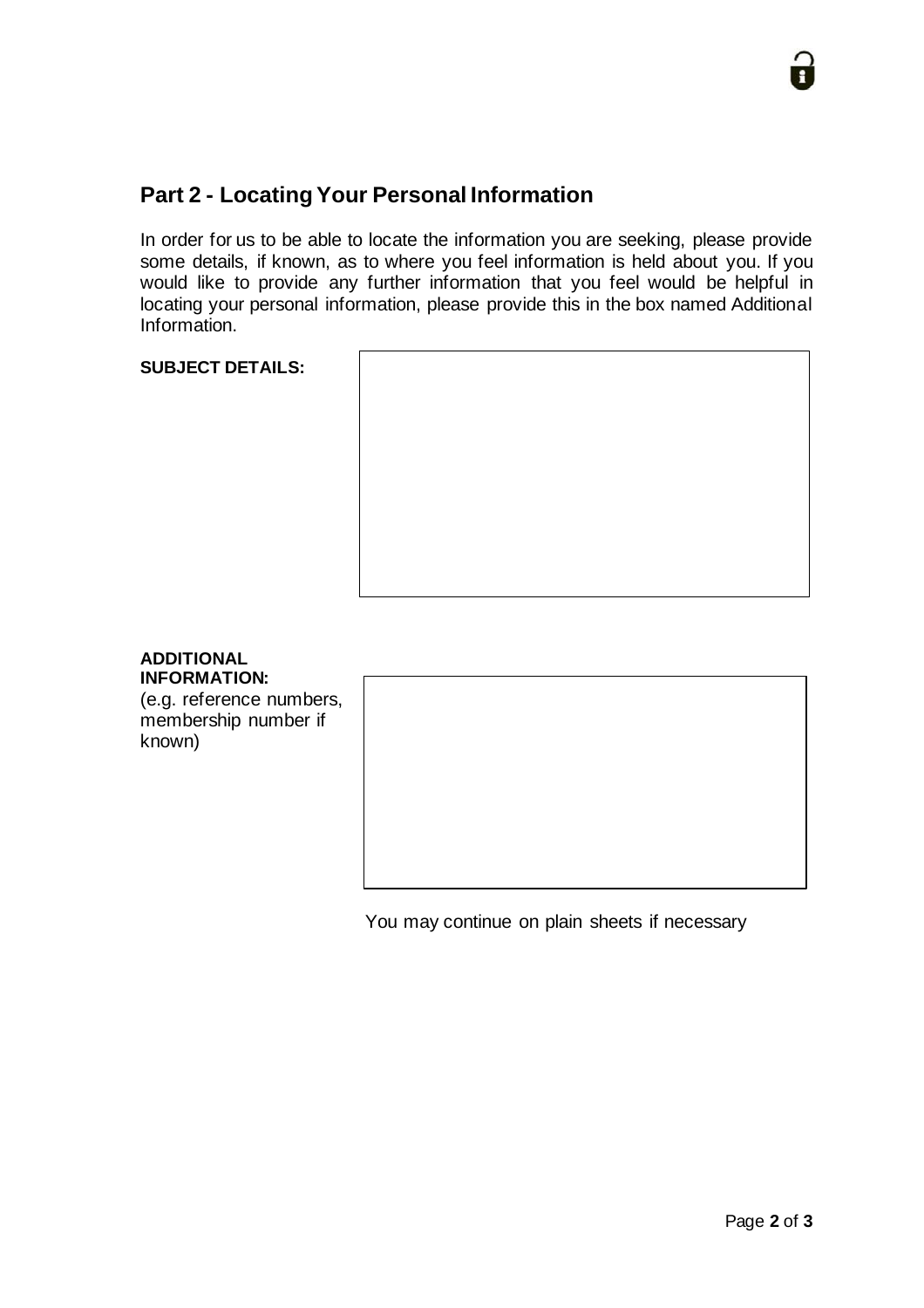## Part 2 - Locating Your Personal Information

In order for us to be able to locate the information you are seeking, please provide some details, if known, as to where you feel information is held about you. If you would like to provide any further information that you feel would be helpful in locating your personal information, please provide this in the box named Additional Information.

**SUBJECT DETAILS:**

**ADDITIONAL INFORMATION:**
(e.g. reference numbers, membership number if known)

You may continue on plain sheets if necessary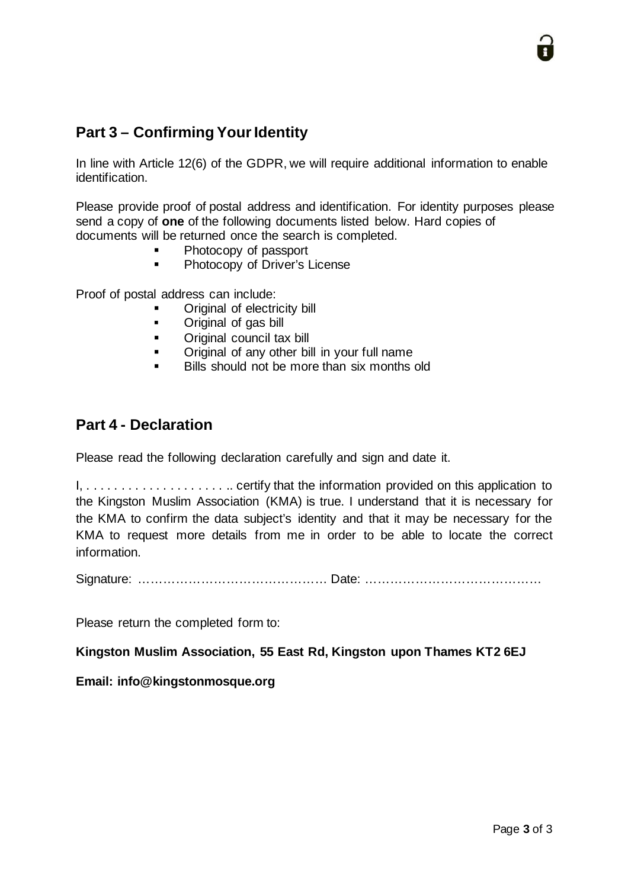## Part 3 – Confirming Your Identity

In line with Article 12(6) of the GDPR, we will require additional information to enable identification.

Please provide proof of postal address and identification. For identity purposes please send a copy of **one** of the following documents listed below. Hard copies of documents will be returned once the search is completed.

- Photocopy of passport
- Photocopy of Driver's License

Proof of postal address can include:

- Original of electricity bill
- Original of gas bill
- Original council tax bill
- Original of any other bill in your full name
- Bills should not be more than six months old

## Part 4 - Declaration

Please read the following declaration carefully and sign and date it.

I, . . . . . . . . . . . . . . . . . . . . .. certify that the information provided on this application to the Kingston Muslim Association (KMA) is true. I understand that it is necessary for the KMA to confirm the data subject's identity and that it may be necessary for the KMA to request more details from me in order to be able to locate the correct information.

Signature: ……………………………………… Date: ……………………………………

Please return the completed form to:

**Kingston Muslim Association, 55 East Rd, Kingston upon Thames KT2 6EJ**

**Email: info@kingstonmosque.org**